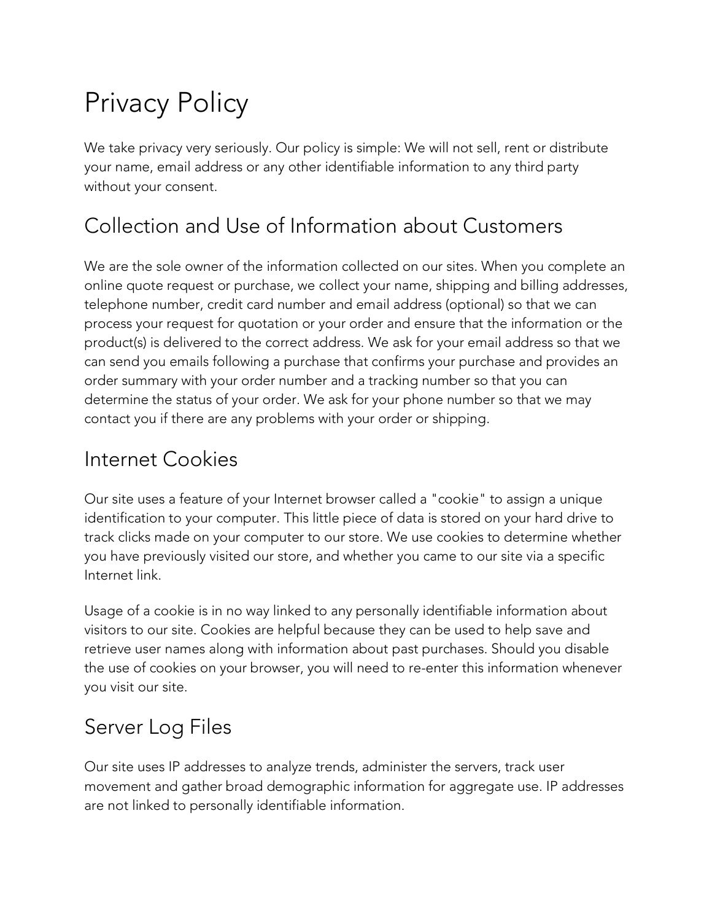# Privacy Policy

We take privacy very seriously. Our policy is simple: We will not sell, rent or distribute your name, email address or any other identifiable information to any third party without your consent.

## Collection and Use of Information about Customers

We are the sole owner of the information collected on our sites. When you complete an online quote request or purchase, we collect your name, shipping and billing addresses, telephone number, credit card number and email address (optional) so that we can process your request for quotation or your order and ensure that the information or the product(s) is delivered to the correct address. We ask for your email address so that we can send you emails following a purchase that confirms your purchase and provides an order summary with your order number and a tracking number so that you can determine the status of your order. We ask for your phone number so that we may contact you if there are any problems with your order or shipping.

## Internet Cookies

Our site uses a feature of your Internet browser called a "cookie" to assign a unique identification to your computer. This little piece of data is stored on your hard drive to track clicks made on your computer to our store. We use cookies to determine whether you have previously visited our store, and whether you came to our site via a specific Internet link.

Usage of a cookie is in no way linked to any personally identifiable information about visitors to our site. Cookies are helpful because they can be used to help save and retrieve user names along with information about past purchases. Should you disable the use of cookies on your browser, you will need to re-enter this information whenever you visit our site.

## Server Log Files

Our site uses IP addresses to analyze trends, administer the servers, track user movement and gather broad demographic information for aggregate use. IP addresses are not linked to personally identifiable information.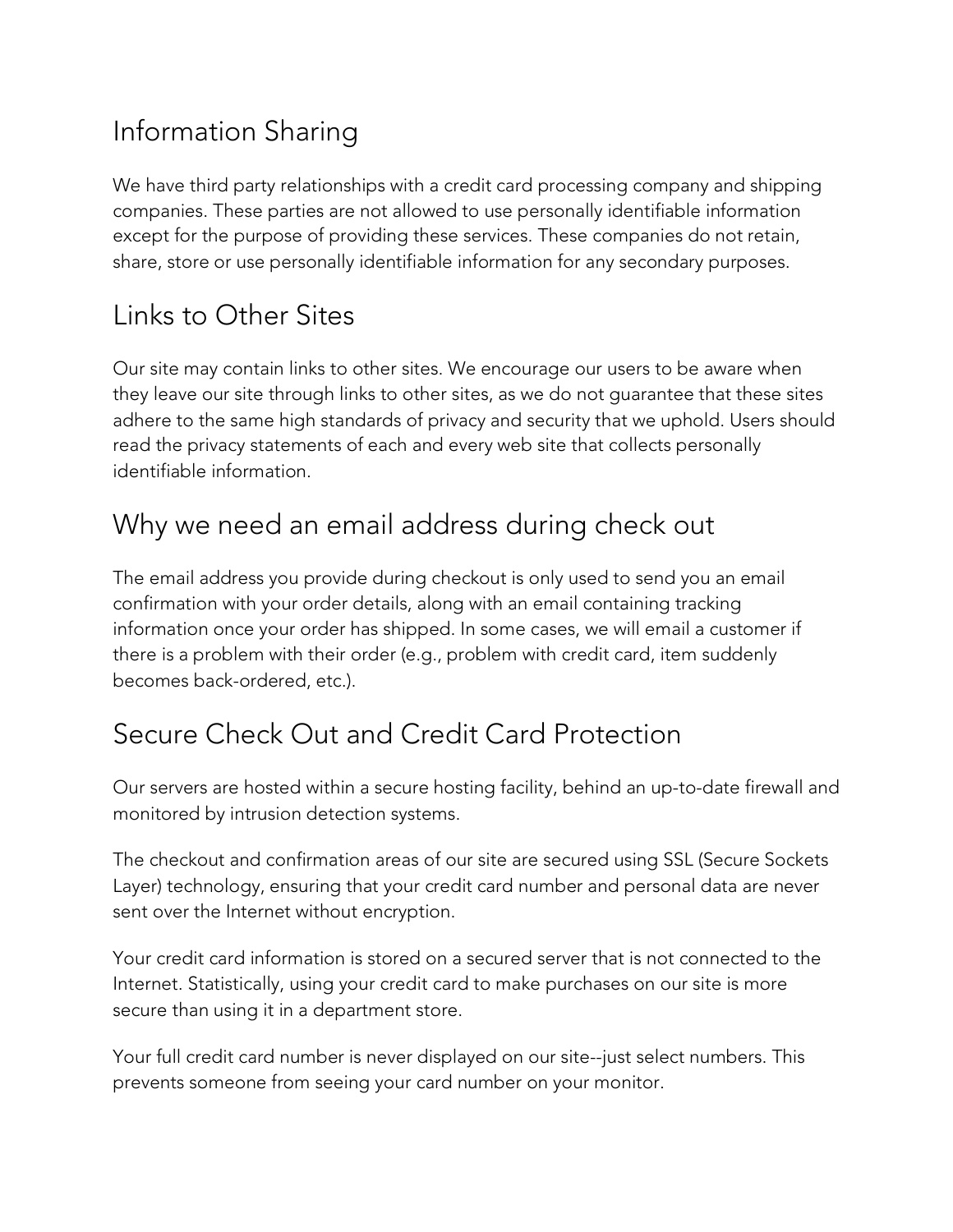## Information Sharing

We have third party relationships with a credit card processing company and shipping companies. These parties are not allowed to use personally identifiable information except for the purpose of providing these services. These companies do not retain, share, store or use personally identifiable information for any secondary purposes.

## Links to Other Sites

Our site may contain links to other sites. We encourage our users to be aware when they leave our site through links to other sites, as we do not guarantee that these sites adhere to the same high standards of privacy and security that we uphold. Users should read the privacy statements of each and every web site that collects personally identifiable information.

## Why we need an email address during check out

The email address you provide during checkout is only used to send you an email confirmation with your order details, along with an email containing tracking information once your order has shipped. In some cases, we will email a customer if there is a problem with their order (e.g., problem with credit card, item suddenly becomes back-ordered, etc.).

## Secure Check Out and Credit Card Protection

Our servers are hosted within a secure hosting facility, behind an up-to-date firewall and monitored by intrusion detection systems.

The checkout and confirmation areas of our site are secured using SSL (Secure Sockets Layer) technology, ensuring that your credit card number and personal data are never sent over the Internet without encryption.

Your credit card information is stored on a secured server that is not connected to the Internet. Statistically, using your credit card to make purchases on our site is more secure than using it in a department store.

Your full credit card number is never displayed on our site--just select numbers. This prevents someone from seeing your card number on your monitor.